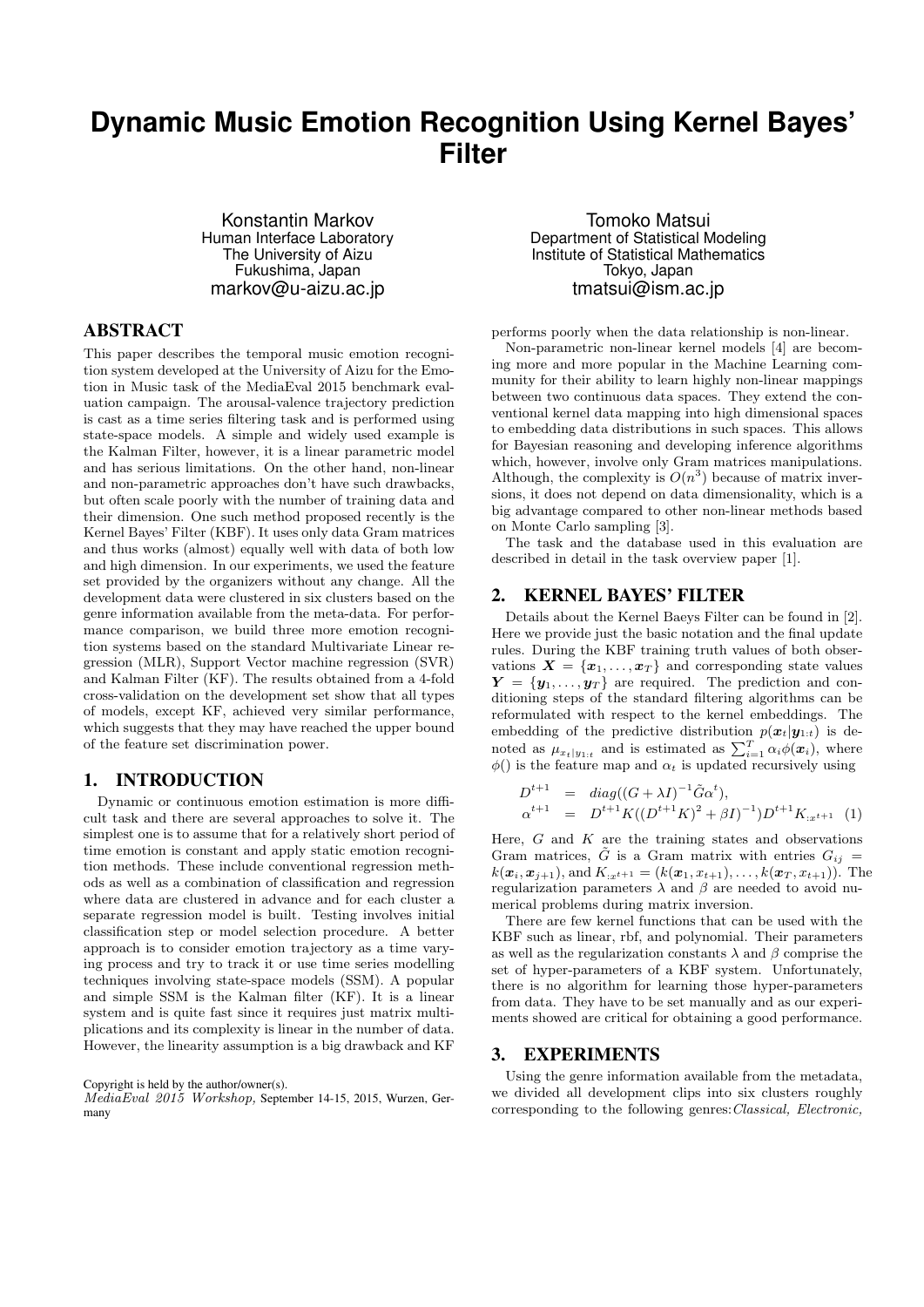# Dynamic Music Emotion Recognition Using Kernel Bayes' Filter

Konstantin Markov
Human Interface Laboratory
The University of Aizu
Fukushima, Japan
markov@u-aizu.ac.jp

Tomoko Matsui
Department of Statistical Modeling
Institute of Statistical Mathematics
Tokyo, Japan
tmatsui@ism.ac.jp

## ABSTRACT

This paper describes the temporal music emotion recognition system developed at the University of Aizu for the Emotion in Music task of the MediaEval 2015 benchmark evaluation campaign. The arousal-valence trajectory prediction is cast as a time series filtering task and is performed using state-space models. A simple and widely used example is the Kalman Filter, however, it is a linear parametric model and has serious limitations. On the other hand, non-linear and non-parametric approaches don't have such drawbacks, but often scale poorly with the number of training data and their dimension. One such method proposed recently is the Kernel Bayes' Filter (KBF). It uses only data Gram matrices and thus works (almost) equally well with data of both low and high dimension. In our experiments, we used the feature set provided by the organizers without any change. All the development data were clustered in six clusters based on the genre information available from the meta-data. For performance comparison, we build three more emotion recognition systems based on the standard Multivariate Linear regression (MLR), Support Vector machine regression (SVR) and Kalman Filter (KF). The results obtained from a 4-fold cross-validation on the development set show that all types of models, except KF, achieved very similar performance, which suggests that they may have reached the upper bound of the feature set discrimination power.

## 1. INTRODUCTION

Dynamic or continuous emotion estimation is more difficult task and there are several approaches to solve it. The simplest one is to assume that for a relatively short period of time emotion is constant and apply static emotion recognition methods. These include conventional regression methods as well as a combination of classification and regression where data are clustered in advance and for each cluster a separate regression model is built. Testing involves initial classification step or model selection procedure. A better approach is to consider emotion trajectory as a time varying process and try to track it or use time series modelling techniques involving state-space models (SSM). A popular and simple SSM is the Kalman filter (KF). It is a linear system and is quite fast since it requires just matrix multiplications and its complexity is linear in the number of data. However, the linearity assumption is a big drawback and KF performs poorly when the data relationship is non-linear.

Non-parametric non-linear kernel models [4] are becoming more and more popular in the Machine Learning community for their ability to learn highly non-linear mappings between two continuous data spaces. They extend the conventional kernel data mapping into high dimensional spaces to embedding data distributions in such spaces. This allows for Bayesian reasoning and developing inference algorithms which, however, involve only Gram matrices manipulations. Although, the complexity is $O(n^3)$ because of matrix inversions, it does not depend on data dimensionality, which is a big advantage compared to other non-linear methods based on Monte Carlo sampling [3].

The task and the database used in this evaluation are described in detail in the task overview paper [1].

## 2. KERNEL BAYES' FILTER

Details about the Kernel Baeys Filter can be found in [2]. Here we provide just the basic notation and the final update rules. During the KBF training truth values of both observations $\boldsymbol{X} = \{\boldsymbol{x}_1, \ldots, \boldsymbol{x}_T\}$ and corresponding state values $\boldsymbol{Y} = \{\boldsymbol{y}_1, \ldots, \boldsymbol{y}_T\}$ are required. The prediction and conditioning steps of the standard filtering algorithms can be reformulated with respect to the kernel embeddings. The embedding of the predictive distribution $p(\boldsymbol{x}_t|\boldsymbol{y}_{1:t})$ is denoted as $\mu_{x_t|y_{1:t}}$ and is estimated as $\sum_{i=1}^{T} \alpha_i \phi(\boldsymbol{x}_i)$, where $\phi()$ is the feature map and $\alpha_t$ is updated recursively using

$$
\begin{aligned}
D^{t+1} &= diag((G + \lambda I)^{-1} \tilde{G} \alpha^t), \\
\alpha^{t+1} &= D^{t+1} K ((D^{t+1} K)^2 + \beta I)^{-1}) D^{t+1} K_{:x^{t+1}} \quad (1)
\end{aligned}
$$

Here, $G$ and $K$ are the training states and observations Gram matrices, $\tilde{G}$ is a Gram matrix with entries $G_{ij} = k(\boldsymbol{x}_i, \boldsymbol{x}_{j+1})$, and $K_{:x^{t+1}} = (k(\boldsymbol{x}_1, x_{t+1}), \ldots, k(\boldsymbol{x}_T, x_{t+1}))$. The regularization parameters $\lambda$ and $\beta$ are needed to avoid numerical problems during matrix inversion.

There are few kernel functions that can be used with the KBF such as linear, rbf, and polynomial. Their parameters as well as the regularization constants $\lambda$ and $\beta$ comprise the set of hyper-parameters of a KBF system. Unfortunately, there is no algorithm for learning those hyper-parameters from data. They have to be set manually and as our experiments showed are critical for obtaining a good performance.

## 3. EXPERIMENTS

Using the genre information available from the metadata, we divided all development clips into six clusters roughly corresponding to the following genres: *Classical, Electronic,*

Copyright is held by the author/owner(s).
*MediaEval 2015 Workshop,* September 14-15, 2015, Wurzen, Germany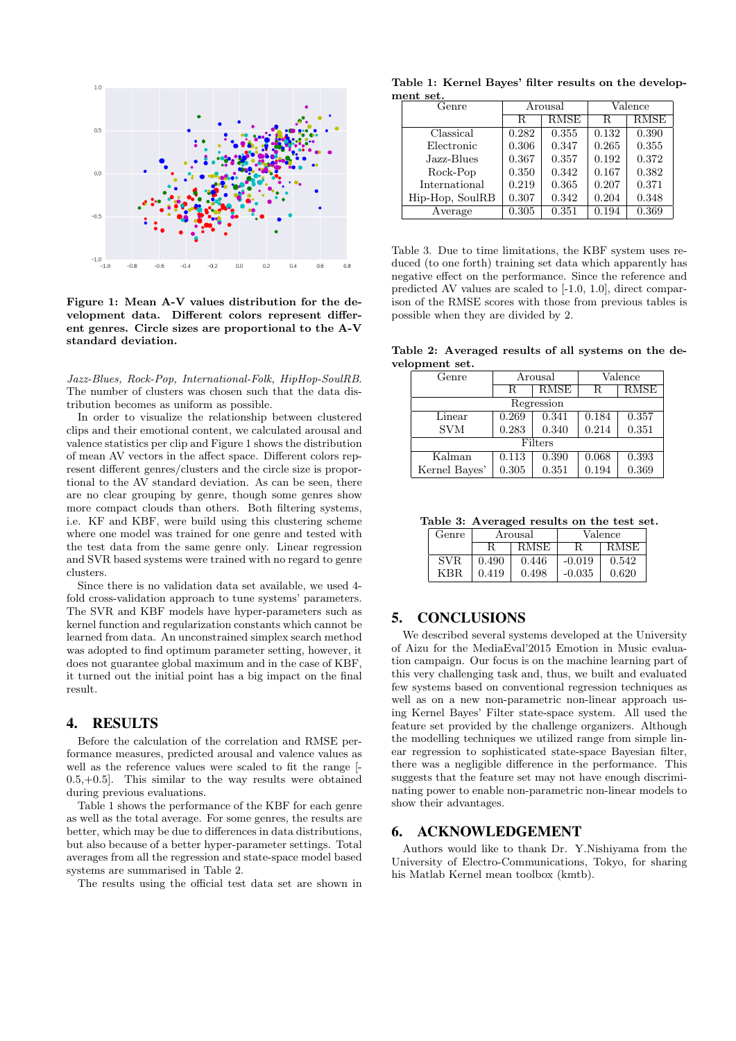Figure 1: Mean A-V values distribution for the development data. Different colors represent different genres. Circle sizes are proportional to the A-V standard deviation.

*Jazz-Blues, Rock-Pop, International-Folk, HipHop-SoulRB.* The number of clusters was chosen such that the data distribution becomes as uniform as possible.

In order to visualize the relationship between clustered clips and their emotional content, we calculated arousal and valence statistics per clip and Figure 1 shows the distribution of mean AV vectors in the affect space. Different colors represent different genres/clusters and the circle size is proportional to the AV standard deviation. As can be seen, there are no clear grouping by genre, though some genres show more compact clouds than others. Both filtering systems, i.e. KF and KBF, were build using this clustering scheme where one model was trained for one genre and tested with the test data from the same genre only. Linear regression and SVR based systems were trained with no regard to genre clusters.

Since there is no validation data set available, we used 4-fold cross-validation approach to tune systems' parameters. The SVR and KBF models have hyper-parameters such as kernel function and regularization constants which cannot be learned from data. An unconstrained simplex search method was adopted to find optimum parameter setting, however, it does not guarantee global maximum and in the case of KBF, it turned out the initial point has a big impact on the final result.

## 4. RESULTS

Before the calculation of the correlation and RMSE performance measures, predicted arousal and valence values as well as the reference values were scaled to fit the range [-0.5,+0.5]. This similar to the way results were obtained during previous evaluations.

Table 1 shows the performance of the KBF for each genre as well as the total average. For some genres, the results are better, which may be due to differences in data distributions, but also because of a better hyper-parameter settings. Total averages from all the regression and state-space model based systems are summarised in Table 2.

The results using the official test data set are shown in Table 3. Due to time limitations, the KBF system uses reduced (to one forth) training set data which apparently has negative effect on the performance. Since the reference and predicted AV values are scaled to [-1.0, 1.0], direct comparison of the RMSE scores with those from previous tables is possible when they are divided by 2.

**Table 1: Kernel Bayes' filter results on the development set.**

| Genre | Arousal | | Valence | |
|---|---|---|---|---|
| | R | RMSE | R | RMSE |
| Classical | 0.282 | 0.355 | 0.132 | 0.390 |
| Electronic | 0.306 | 0.347 | 0.265 | 0.355 |
| Jazz-Blues | 0.367 | 0.357 | 0.192 | 0.372 |
| Rock-Pop | 0.350 | 0.342 | 0.167 | 0.382 |
| International | 0.219 | 0.365 | 0.207 | 0.371 |
| Hip-Hop, SoulRB | 0.307 | 0.342 | 0.204 | 0.348 |
| Average | 0.305 | 0.351 | 0.194 | 0.369 |

**Table 2: Averaged results of all systems on the development set.**

| Genre | Arousal | | Valence | |
|---|---|---|---|---|
| | R | RMSE | R | RMSE |
| Regression | | | | |
| Linear | 0.269 | 0.341 | 0.184 | 0.357 |
| SVM | 0.283 | 0.340 | 0.214 | 0.351 |
| Filters | | | | |
| Kalman | 0.113 | 0.390 | 0.068 | 0.393 |
| Kernel Bayes' | 0.305 | 0.351 | 0.194 | 0.369 |

**Table 3: Averaged results on the test set.**

| Genre | Arousal | | Valence | |
|---|---|---|---|---|
| | R | RMSE | R | RMSE |
| SVR | 0.490 | 0.446 | -0.019 | 0.542 |
| KBR | 0.419 | 0.498 | -0.035 | 0.620 |

## 5. CONCLUSIONS

We described several systems developed at the University of Aizu for the MediaEval'2015 Emotion in Music evaluation campaign. Our focus is on the machine learning part of this very challenging task and, thus, we built and evaluated few systems based on conventional regression techniques as well as on a new non-parametric non-linear approach using Kernel Bayes' Filter state-space system. All used the feature set provided by the challenge organizers. Although the modelling techniques we utilized range from simple linear regression to sophisticated state-space Bayesian filter, there was a negligible difference in the performance. This suggests that the feature set may not have enough discriminating power to enable non-parametric non-linear models to show their advantages.

## 6. ACKNOWLEDGEMENT

Authors would like to thank Dr. Y.Nishiyama from the University of Electro-Communications, Tokyo, for sharing his Matlab Kernel mean toolbox (kmtb).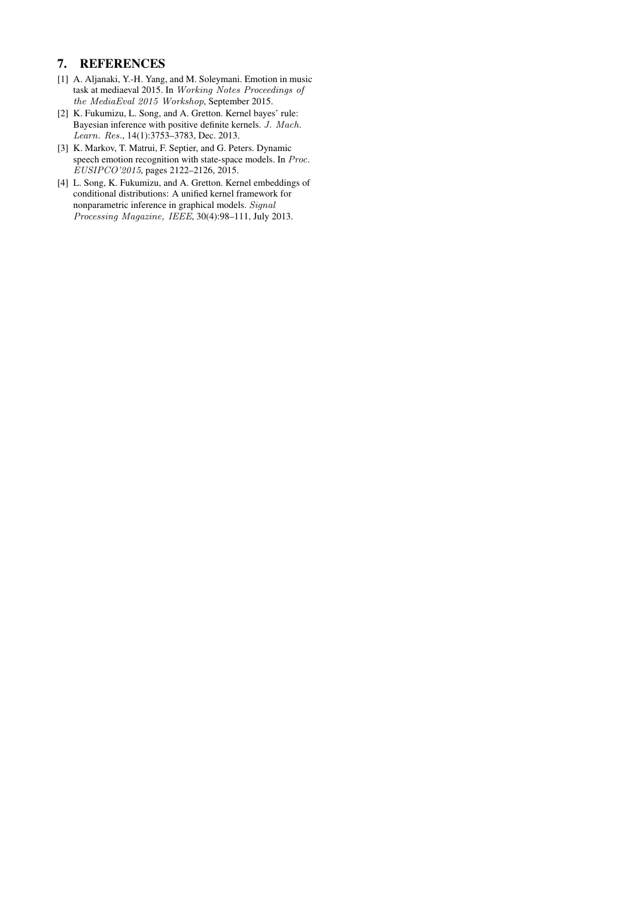## 7. REFERENCES

[1] A. Aljanaki, Y.-H. Yang, and M. Soleymani. Emotion in music task at mediaeval 2015. In *Working Notes Proceedings of the MediaEval 2015 Workshop*, September 2015.

[2] K. Fukumizu, L. Song, and A. Gretton. Kernel bayes' rule: Bayesian inference with positive definite kernels. *J. Mach. Learn. Res.*, 14(1):3753–3783, Dec. 2013.

[3] K. Markov, T. Matrui, F. Septier, and G. Peters. Dynamic speech emotion recognition with state-space models. In *Proc. EUSIPCO'2015*, pages 2122–2126, 2015.

[4] L. Song, K. Fukumizu, and A. Gretton. Kernel embeddings of conditional distributions: A unified kernel framework for nonparametric inference in graphical models. *Signal Processing Magazine, IEEE*, 30(4):98–111, July 2013.